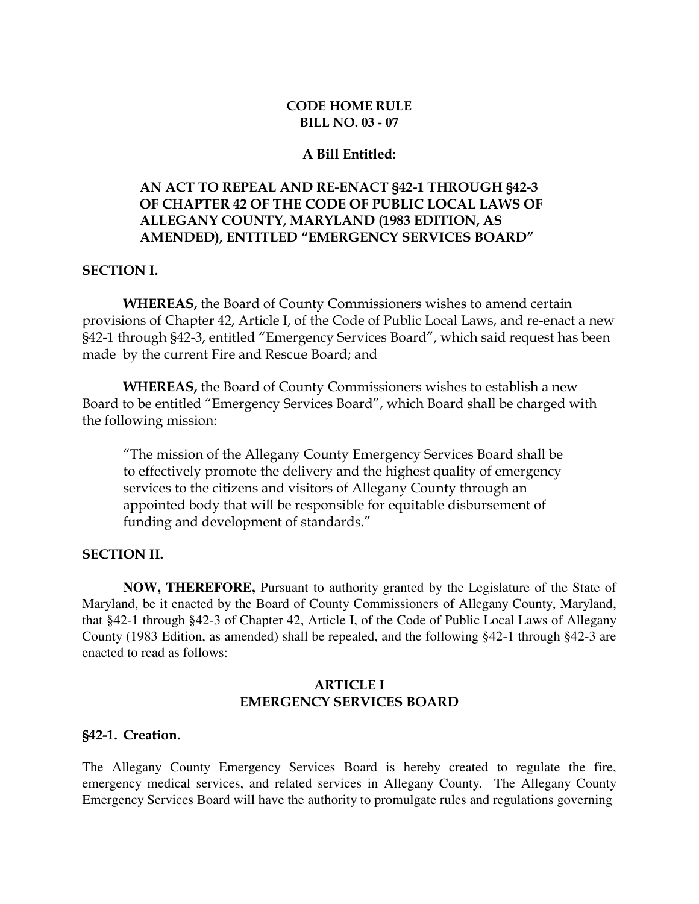**CODE HOME RULE**
**BILL NO. 03 - 07**

**A Bill Entitled:**

**AN ACT TO REPEAL AND RE-ENACT §42-1 THROUGH §42-3 OF CHAPTER 42 OF THE CODE OF PUBLIC LOCAL LAWS OF ALLEGANY COUNTY, MARYLAND (1983 EDITION, AS AMENDED), ENTITLED "EMERGENCY SERVICES BOARD"**

**SECTION I.**

**WHEREAS,** the Board of County Commissioners wishes to amend certain provisions of Chapter 42, Article I, of the Code of Public Local Laws, and re-enact a new §42-1 through §42-3, entitled "Emergency Services Board", which said request has been made by the current Fire and Rescue Board; and

**WHEREAS,** the Board of County Commissioners wishes to establish a new Board to be entitled "Emergency Services Board", which Board shall be charged with the following mission:

> "The mission of the Allegany County Emergency Services Board shall be to effectively promote the delivery and the highest quality of emergency services to the citizens and visitors of Allegany County through an appointed body that will be responsible for equitable disbursement of funding and development of standards."

**SECTION II.**

**NOW, THEREFORE,** Pursuant to authority granted by the Legislature of the State of Maryland, be it enacted by the Board of County Commissioners of Allegany County, Maryland, that §42-1 through §42-3 of Chapter 42, Article I, of the Code of Public Local Laws of Allegany County (1983 Edition, as amended) shall be repealed, and the following §42-1 through §42-3 are enacted to read as follows:

**ARTICLE I**
**EMERGENCY SERVICES BOARD**

**§42-1. Creation.**

The Allegany County Emergency Services Board is hereby created to regulate the fire, emergency medical services, and related services in Allegany County. The Allegany County Emergency Services Board will have the authority to promulgate rules and regulations governing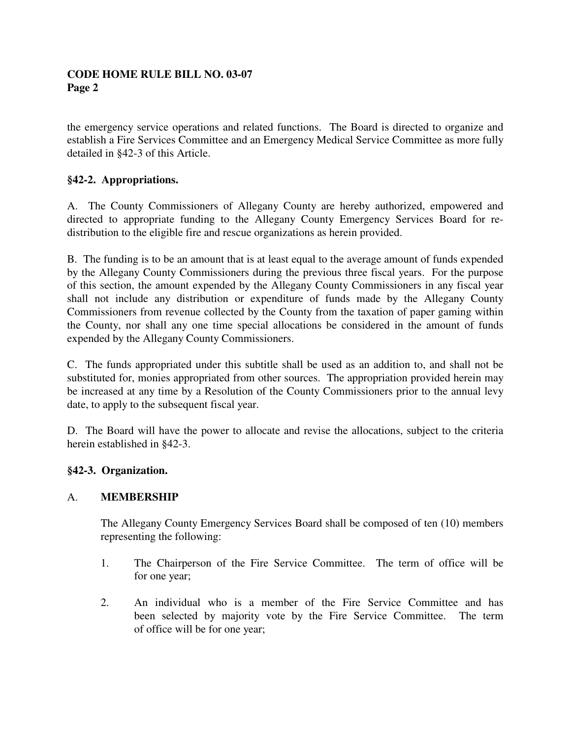the emergency service operations and related functions. The Board is directed to organize and establish a Fire Services Committee and an Emergency Medical Service Committee as more fully detailed in §42-3 of this Article.

**§42-2. Appropriations.**

A. The County Commissioners of Allegany County are hereby authorized, empowered and directed to appropriate funding to the Allegany County Emergency Services Board for re-distribution to the eligible fire and rescue organizations as herein provided.

B. The funding is to be an amount that is at least equal to the average amount of funds expended by the Allegany County Commissioners during the previous three fiscal years. For the purpose of this section, the amount expended by the Allegany County Commissioners in any fiscal year shall not include any distribution or expenditure of funds made by the Allegany County Commissioners from revenue collected by the County from the taxation of paper gaming within the County, nor shall any one time special allocations be considered in the amount of funds expended by the Allegany County Commissioners.

C. The funds appropriated under this subtitle shall be used as an addition to, and shall not be substituted for, monies appropriated from other sources. The appropriation provided herein may be increased at any time by a Resolution of the County Commissioners prior to the annual levy date, to apply to the subsequent fiscal year.

D. The Board will have the power to allocate and revise the allocations, subject to the criteria herein established in §42-3.

**§42-3. Organization.**

A. **MEMBERSHIP**

The Allegany County Emergency Services Board shall be composed of ten (10) members representing the following:

1. The Chairperson of the Fire Service Committee. The term of office will be for one year;

2. An individual who is a member of the Fire Service Committee and has been selected by majority vote by the Fire Service Committee. The term of office will be for one year;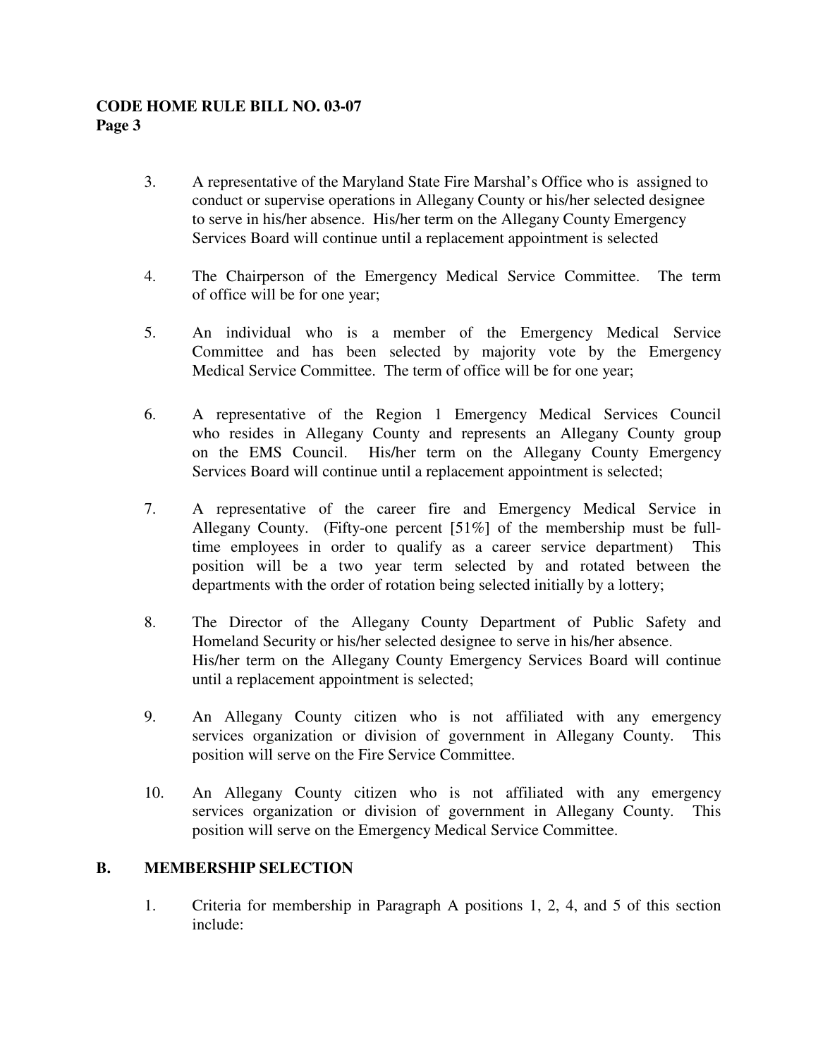3. A representative of the Maryland State Fire Marshal's Office who is assigned to conduct or supervise operations in Allegany County or his/her selected designee to serve in his/her absence. His/her term on the Allegany County Emergency Services Board will continue until a replacement appointment is selected

4. The Chairperson of the Emergency Medical Service Committee. The term of office will be for one year;

5. An individual who is a member of the Emergency Medical Service Committee and has been selected by majority vote by the Emergency Medical Service Committee. The term of office will be for one year;

6. A representative of the Region 1 Emergency Medical Services Council who resides in Allegany County and represents an Allegany County group on the EMS Council. His/her term on the Allegany County Emergency Services Board will continue until a replacement appointment is selected;

7. A representative of the career fire and Emergency Medical Service in Allegany County. (Fifty-one percent [51%] of the membership must be full-time employees in order to qualify as a career service department) This position will be a two year term selected by and rotated between the departments with the order of rotation being selected initially by a lottery;

8. The Director of the Allegany County Department of Public Safety and Homeland Security or his/her selected designee to serve in his/her absence. His/her term on the Allegany County Emergency Services Board will continue until a replacement appointment is selected;

9. An Allegany County citizen who is not affiliated with any emergency services organization or division of government in Allegany County. This position will serve on the Fire Service Committee.

10. An Allegany County citizen who is not affiliated with any emergency services organization or division of government in Allegany County. This position will serve on the Emergency Medical Service Committee.

## B. MEMBERSHIP SELECTION

1. Criteria for membership in Paragraph A positions 1, 2, 4, and 5 of this section include: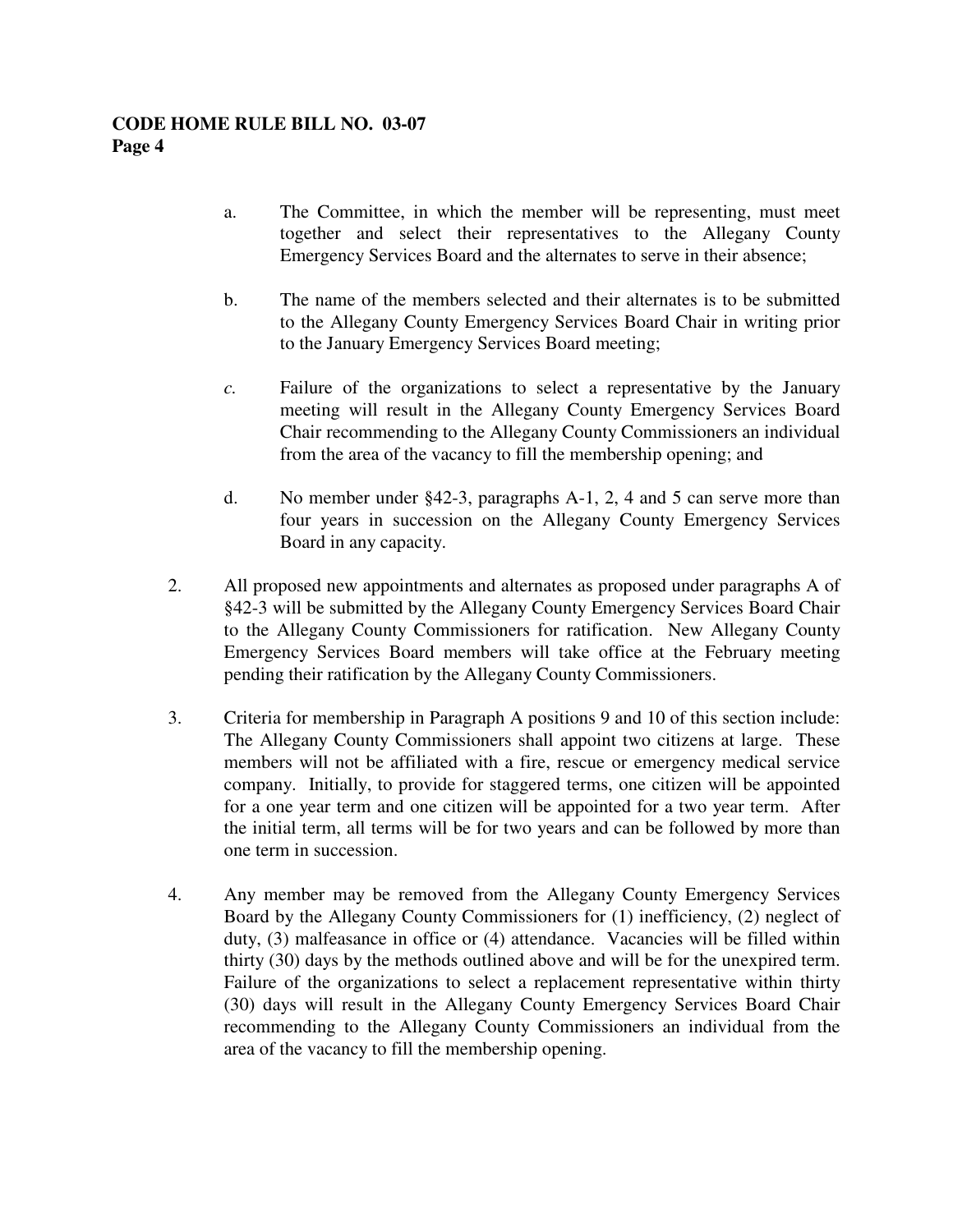a. The Committee, in which the member will be representing, must meet together and select their representatives to the Allegany County Emergency Services Board and the alternates to serve in their absence;

b. The name of the members selected and their alternates is to be submitted to the Allegany County Emergency Services Board Chair in writing prior to the January Emergency Services Board meeting;

*c.* Failure of the organizations to select a representative by the January meeting will result in the Allegany County Emergency Services Board Chair recommending to the Allegany County Commissioners an individual from the area of the vacancy to fill the membership opening; and

d. No member under §42-3, paragraphs A-1, 2, 4 and 5 can serve more than four years in succession on the Allegany County Emergency Services Board in any capacity.

2. All proposed new appointments and alternates as proposed under paragraphs A of §42-3 will be submitted by the Allegany County Emergency Services Board Chair to the Allegany County Commissioners for ratification. New Allegany County Emergency Services Board members will take office at the February meeting pending their ratification by the Allegany County Commissioners.

3. Criteria for membership in Paragraph A positions 9 and 10 of this section include: The Allegany County Commissioners shall appoint two citizens at large. These members will not be affiliated with a fire, rescue or emergency medical service company. Initially, to provide for staggered terms, one citizen will be appointed for a one year term and one citizen will be appointed for a two year term. After the initial term, all terms will be for two years and can be followed by more than one term in succession.

4. Any member may be removed from the Allegany County Emergency Services Board by the Allegany County Commissioners for (1) inefficiency, (2) neglect of duty, (3) malfeasance in office or (4) attendance. Vacancies will be filled within thirty (30) days by the methods outlined above and will be for the unexpired term. Failure of the organizations to select a replacement representative within thirty (30) days will result in the Allegany County Emergency Services Board Chair recommending to the Allegany County Commissioners an individual from the area of the vacancy to fill the membership opening.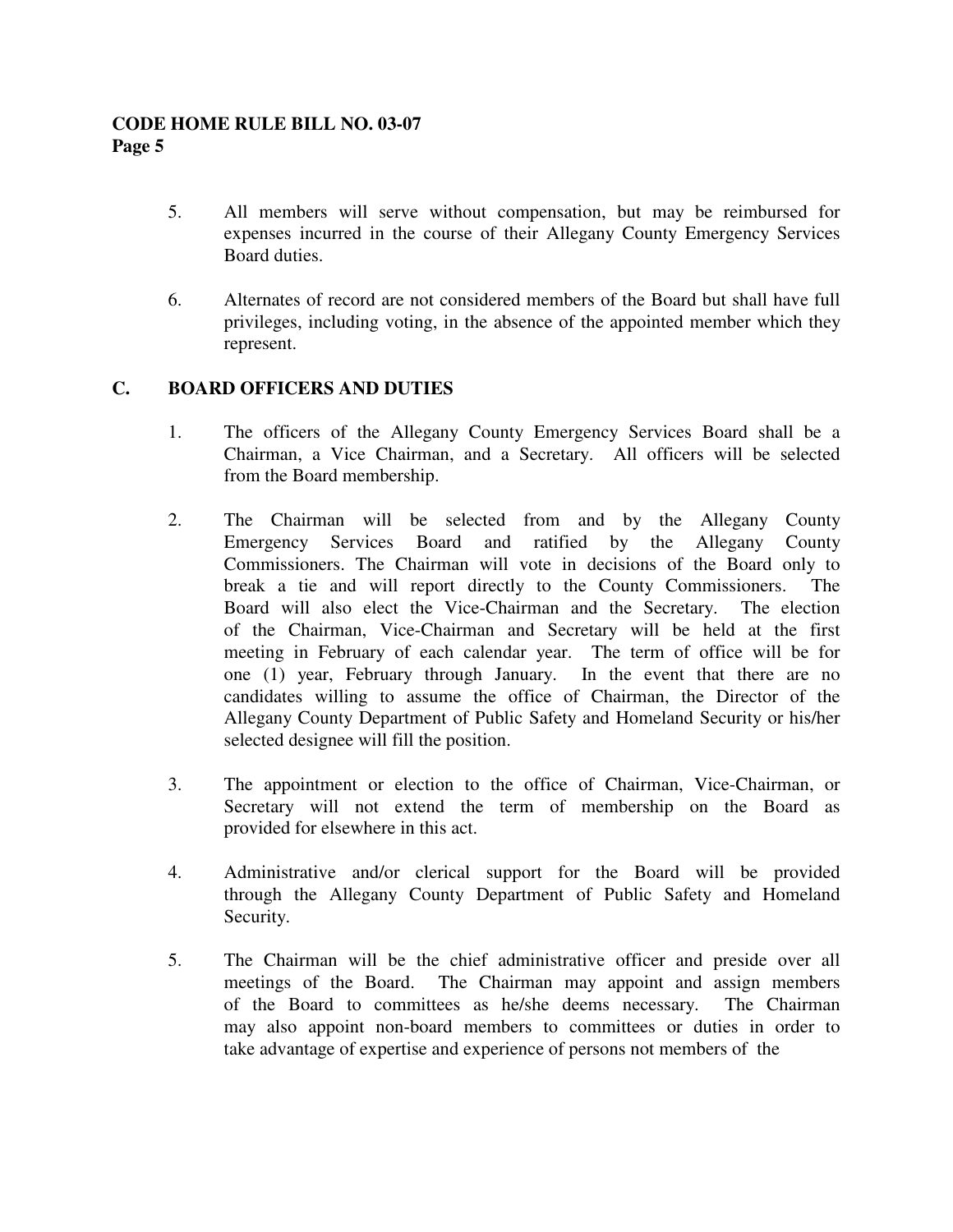5. All members will serve without compensation, but may be reimbursed for expenses incurred in the course of their Allegany County Emergency Services Board duties.

6. Alternates of record are not considered members of the Board but shall have full privileges, including voting, in the absence of the appointed member which they represent.

## C. BOARD OFFICERS AND DUTIES

1. The officers of the Allegany County Emergency Services Board shall be a Chairman, a Vice Chairman, and a Secretary. All officers will be selected from the Board membership.

2. The Chairman will be selected from and by the Allegany County Emergency Services Board and ratified by the Allegany County Commissioners. The Chairman will vote in decisions of the Board only to break a tie and will report directly to the County Commissioners. The Board will also elect the Vice-Chairman and the Secretary. The election of the Chairman, Vice-Chairman and Secretary will be held at the first meeting in February of each calendar year. The term of office will be for one (1) year, February through January. In the event that there are no candidates willing to assume the office of Chairman, the Director of the Allegany County Department of Public Safety and Homeland Security or his/her selected designee will fill the position.

3. The appointment or election to the office of Chairman, Vice-Chairman, or Secretary will not extend the term of membership on the Board as provided for elsewhere in this act.

4. Administrative and/or clerical support for the Board will be provided through the Allegany County Department of Public Safety and Homeland Security.

5. The Chairman will be the chief administrative officer and preside over all meetings of the Board. The Chairman may appoint and assign members of the Board to committees as he/she deems necessary. The Chairman may also appoint non-board members to committees or duties in order to take advantage of expertise and experience of persons not members of the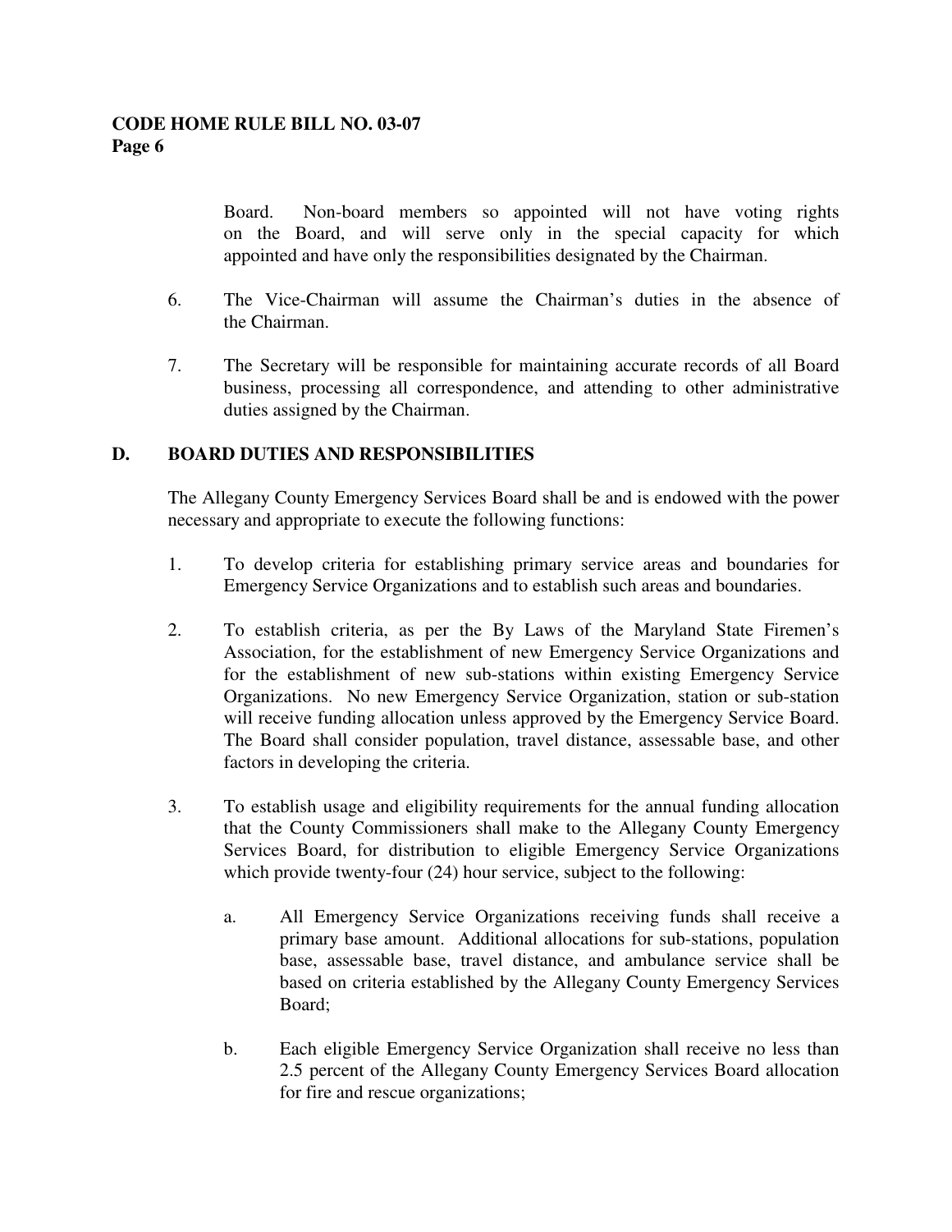Board. Non-board members so appointed will not have voting rights on the Board, and will serve only in the special capacity for which appointed and have only the responsibilities designated by the Chairman.

6. The Vice-Chairman will assume the Chairman's duties in the absence of the Chairman.

7. The Secretary will be responsible for maintaining accurate records of all Board business, processing all correspondence, and attending to other administrative duties assigned by the Chairman.

## D. BOARD DUTIES AND RESPONSIBILITIES

The Allegany County Emergency Services Board shall be and is endowed with the power necessary and appropriate to execute the following functions:

1. To develop criteria for establishing primary service areas and boundaries for Emergency Service Organizations and to establish such areas and boundaries.

2. To establish criteria, as per the By Laws of the Maryland State Firemen's Association, for the establishment of new Emergency Service Organizations and for the establishment of new sub-stations within existing Emergency Service Organizations. No new Emergency Service Organization, station or sub-station will receive funding allocation unless approved by the Emergency Service Board. The Board shall consider population, travel distance, assessable base, and other factors in developing the criteria.

3. To establish usage and eligibility requirements for the annual funding allocation that the County Commissioners shall make to the Allegany County Emergency Services Board, for distribution to eligible Emergency Service Organizations which provide twenty-four (24) hour service, subject to the following:

   a. All Emergency Service Organizations receiving funds shall receive a primary base amount. Additional allocations for sub-stations, population base, assessable base, travel distance, and ambulance service shall be based on criteria established by the Allegany County Emergency Services Board;

   b. Each eligible Emergency Service Organization shall receive no less than 2.5 percent of the Allegany County Emergency Services Board allocation for fire and rescue organizations;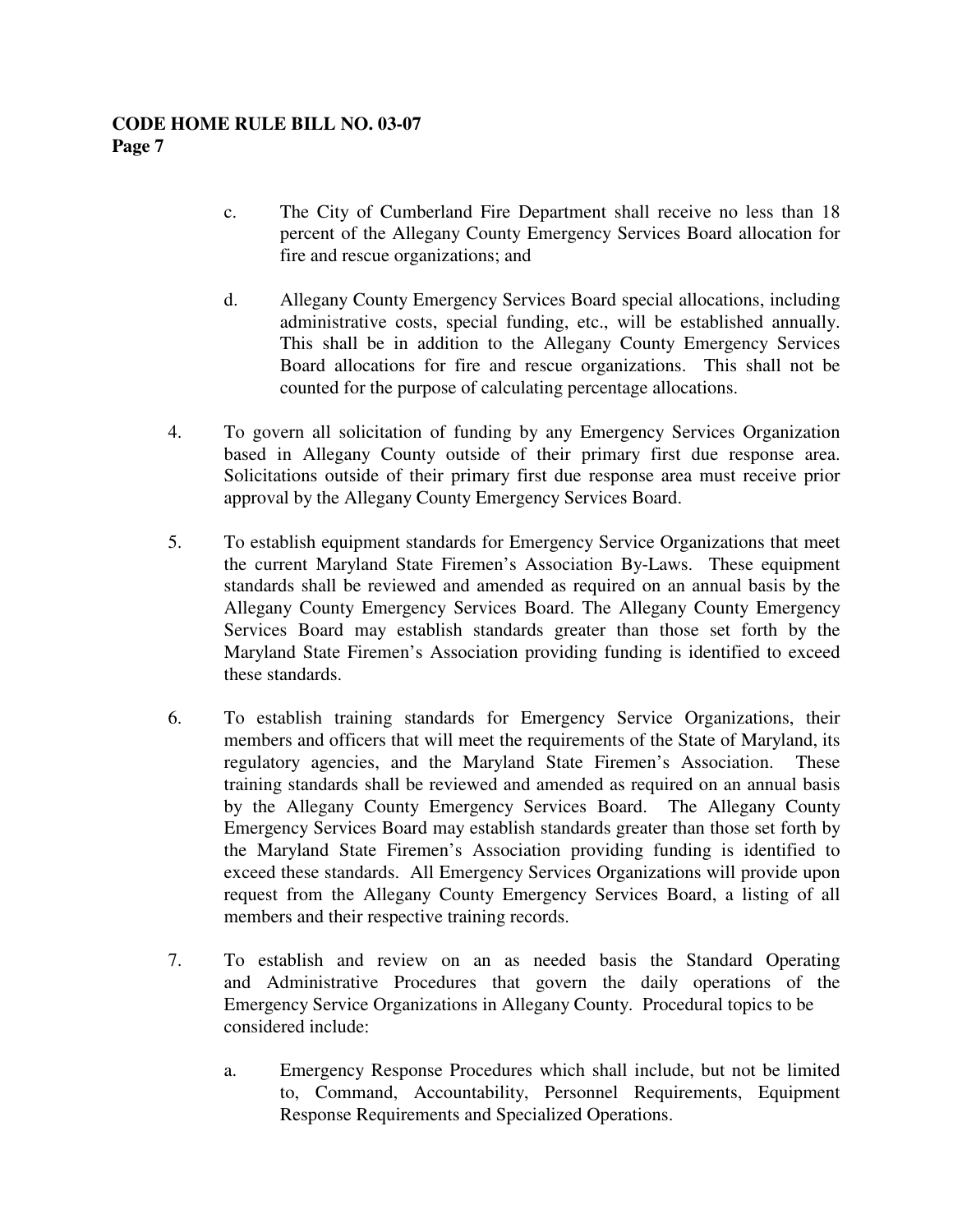c. The City of Cumberland Fire Department shall receive no less than 18 percent of the Allegany County Emergency Services Board allocation for fire and rescue organizations; and

d. Allegany County Emergency Services Board special allocations, including administrative costs, special funding, etc., will be established annually. This shall be in addition to the Allegany County Emergency Services Board allocations for fire and rescue organizations. This shall not be counted for the purpose of calculating percentage allocations.

4. To govern all solicitation of funding by any Emergency Services Organization based in Allegany County outside of their primary first due response area. Solicitations outside of their primary first due response area must receive prior approval by the Allegany County Emergency Services Board.

5. To establish equipment standards for Emergency Service Organizations that meet the current Maryland State Firemen's Association By-Laws. These equipment standards shall be reviewed and amended as required on an annual basis by the Allegany County Emergency Services Board. The Allegany County Emergency Services Board may establish standards greater than those set forth by the Maryland State Firemen's Association providing funding is identified to exceed these standards.

6. To establish training standards for Emergency Service Organizations, their members and officers that will meet the requirements of the State of Maryland, its regulatory agencies, and the Maryland State Firemen's Association. These training standards shall be reviewed and amended as required on an annual basis by the Allegany County Emergency Services Board. The Allegany County Emergency Services Board may establish standards greater than those set forth by the Maryland State Firemen's Association providing funding is identified to exceed these standards. All Emergency Services Organizations will provide upon request from the Allegany County Emergency Services Board, a listing of all members and their respective training records.

7. To establish and review on an as needed basis the Standard Operating and Administrative Procedures that govern the daily operations of the Emergency Service Organizations in Allegany County. Procedural topics to be considered include:

   a. Emergency Response Procedures which shall include, but not be limited to, Command, Accountability, Personnel Requirements, Equipment Response Requirements and Specialized Operations.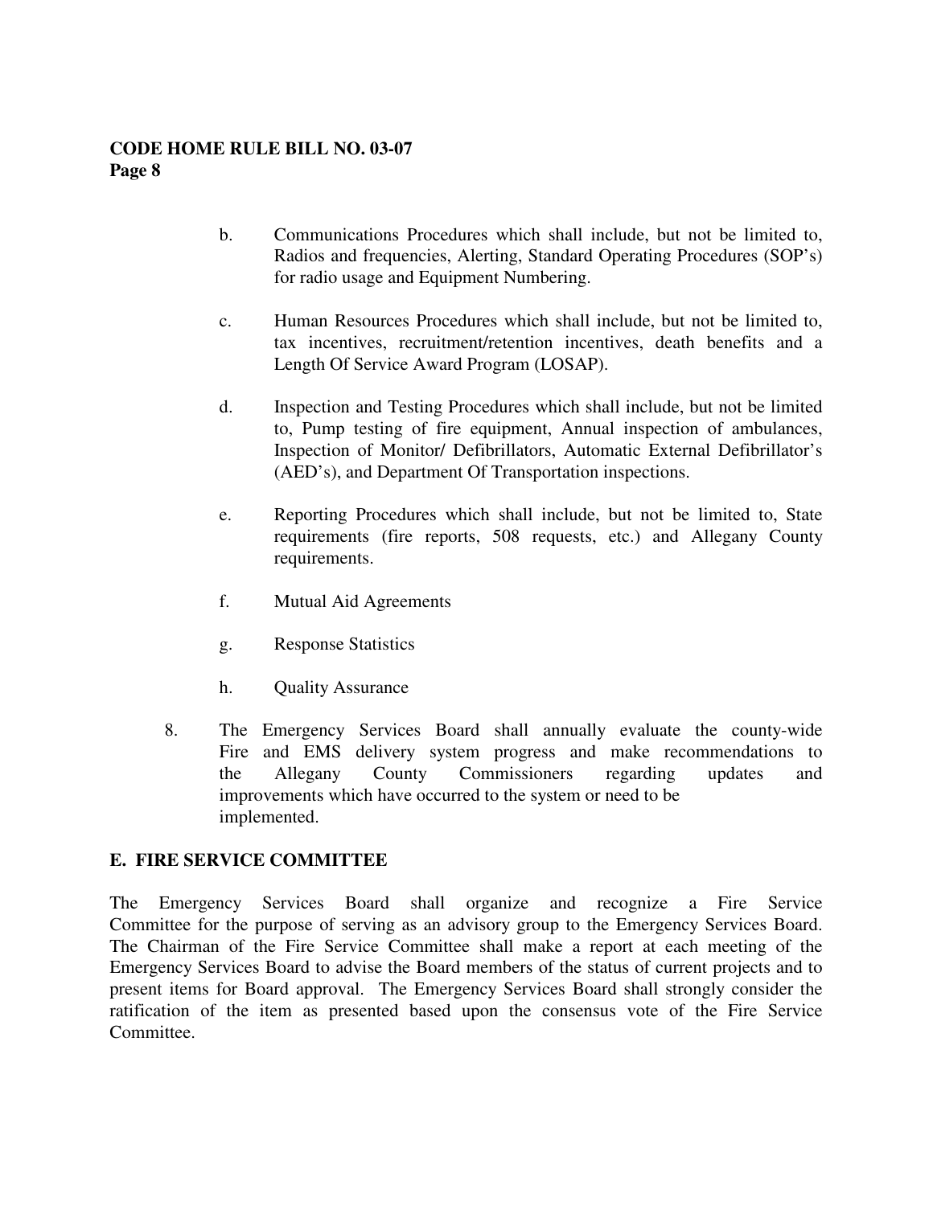b. Communications Procedures which shall include, but not be limited to, Radios and frequencies, Alerting, Standard Operating Procedures (SOP's) for radio usage and Equipment Numbering.

c. Human Resources Procedures which shall include, but not be limited to, tax incentives, recruitment/retention incentives, death benefits and a Length Of Service Award Program (LOSAP).

d. Inspection and Testing Procedures which shall include, but not be limited to, Pump testing of fire equipment, Annual inspection of ambulances, Inspection of Monitor/ Defibrillators, Automatic External Defibrillator's (AED's), and Department Of Transportation inspections.

e. Reporting Procedures which shall include, but not be limited to, State requirements (fire reports, 508 requests, etc.) and Allegany County requirements.

f. Mutual Aid Agreements

g. Response Statistics

h. Quality Assurance

8. The Emergency Services Board shall annually evaluate the county-wide Fire and EMS delivery system progress and make recommendations to the Allegany County Commissioners regarding updates and improvements which have occurred to the system or need to be implemented.

## E. FIRE SERVICE COMMITTEE

The Emergency Services Board shall organize and recognize a Fire Service Committee for the purpose of serving as an advisory group to the Emergency Services Board. The Chairman of the Fire Service Committee shall make a report at each meeting of the Emergency Services Board to advise the Board members of the status of current projects and to present items for Board approval. The Emergency Services Board shall strongly consider the ratification of the item as presented based upon the consensus vote of the Fire Service Committee.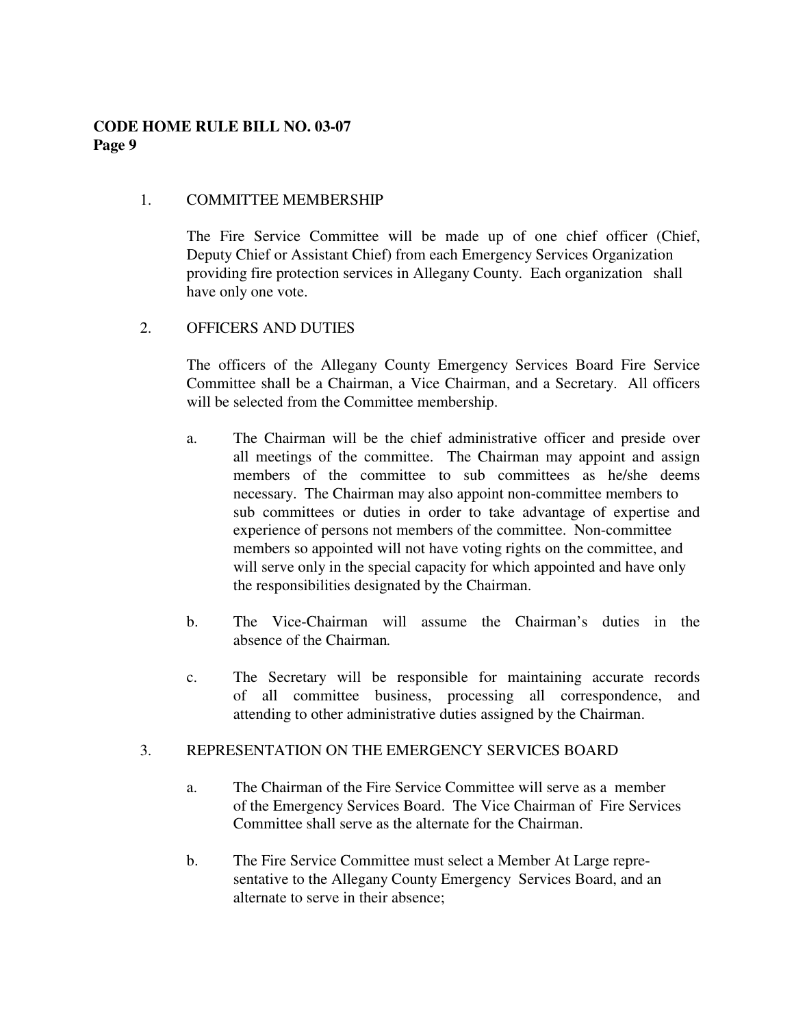1. COMMITTEE MEMBERSHIP

   The Fire Service Committee will be made up of one chief officer (Chief, Deputy Chief or Assistant Chief) from each Emergency Services Organization providing fire protection services in Allegany County. Each organization shall have only one vote.

2. OFFICERS AND DUTIES

   The officers of the Allegany County Emergency Services Board Fire Service Committee shall be a Chairman, a Vice Chairman, and a Secretary. All officers will be selected from the Committee membership.

   a. The Chairman will be the chief administrative officer and preside over all meetings of the committee. The Chairman may appoint and assign members of the committee to sub committees as he/she deems necessary. The Chairman may also appoint non-committee members to sub committees or duties in order to take advantage of expertise and experience of persons not members of the committee. Non-committee members so appointed will not have voting rights on the committee, and will serve only in the special capacity for which appointed and have only the responsibilities designated by the Chairman.

   b. The Vice-Chairman will assume the Chairman's duties in the absence of the Chairman.

   c. The Secretary will be responsible for maintaining accurate records of all committee business, processing all correspondence, and attending to other administrative duties assigned by the Chairman.

3. REPRESENTATION ON THE EMERGENCY SERVICES BOARD

   a. The Chairman of the Fire Service Committee will serve as a member of the Emergency Services Board. The Vice Chairman of Fire Services Committee shall serve as the alternate for the Chairman.

   b. The Fire Service Committee must select a Member At Large representative to the Allegany County Emergency Services Board, and an alternate to serve in their absence;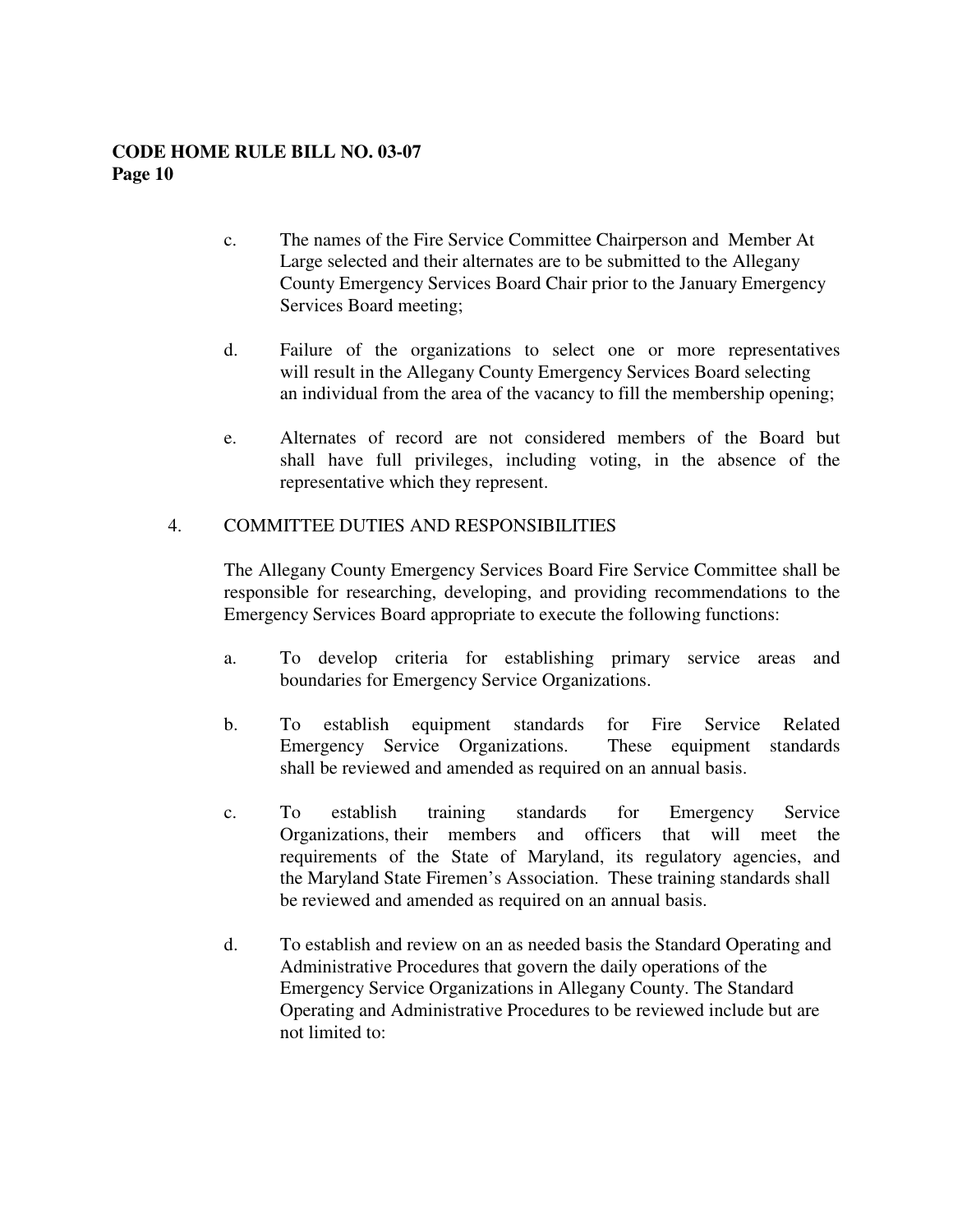c. The names of the Fire Service Committee Chairperson and Member At Large selected and their alternates are to be submitted to the Allegany County Emergency Services Board Chair prior to the January Emergency Services Board meeting;

d. Failure of the organizations to select one or more representatives will result in the Allegany County Emergency Services Board selecting an individual from the area of the vacancy to fill the membership opening;

e. Alternates of record are not considered members of the Board but shall have full privileges, including voting, in the absence of the representative which they represent.

4. COMMITTEE DUTIES AND RESPONSIBILITIES

The Allegany County Emergency Services Board Fire Service Committee shall be responsible for researching, developing, and providing recommendations to the Emergency Services Board appropriate to execute the following functions:

a. To develop criteria for establishing primary service areas and boundaries for Emergency Service Organizations.

b. To establish equipment standards for Fire Service Related Emergency Service Organizations. These equipment standards shall be reviewed and amended as required on an annual basis.

c. To establish training standards for Emergency Service Organizations, their members and officers that will meet the requirements of the State of Maryland, its regulatory agencies, and the Maryland State Firemen's Association. These training standards shall be reviewed and amended as required on an annual basis.

d. To establish and review on an as needed basis the Standard Operating and Administrative Procedures that govern the daily operations of the Emergency Service Organizations in Allegany County. The Standard Operating and Administrative Procedures to be reviewed include but are not limited to: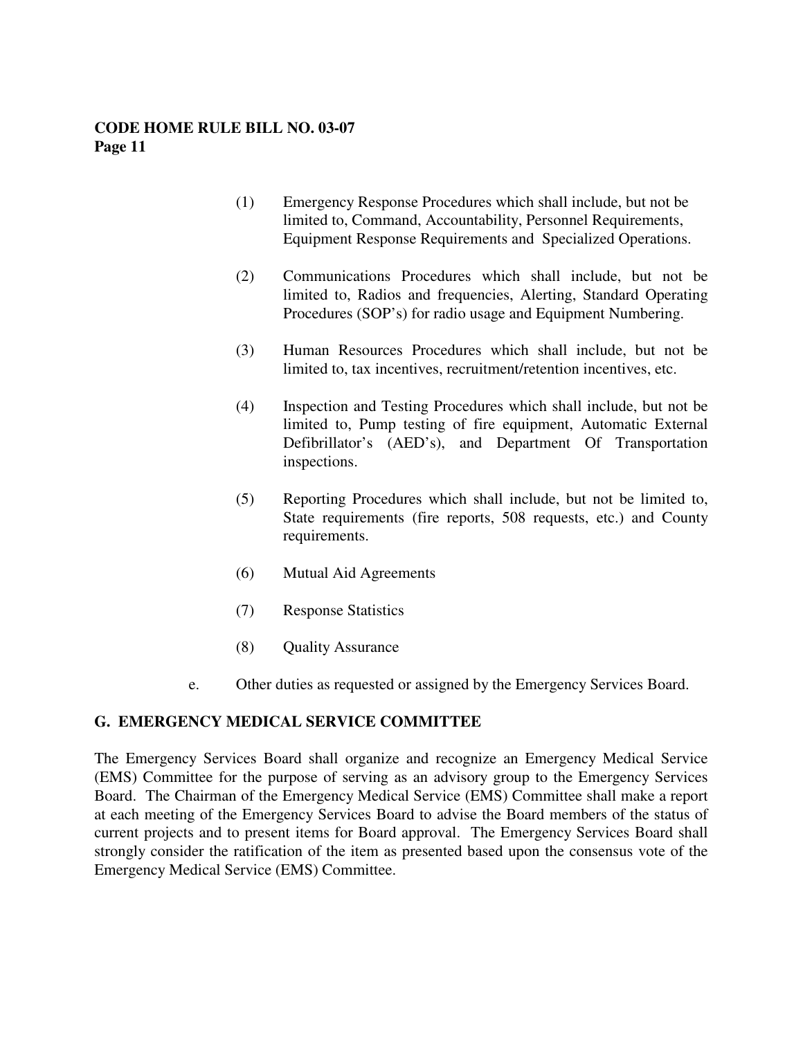(1) Emergency Response Procedures which shall include, but not be limited to, Command, Accountability, Personnel Requirements, Equipment Response Requirements and Specialized Operations.

(2) Communications Procedures which shall include, but not be limited to, Radios and frequencies, Alerting, Standard Operating Procedures (SOP's) for radio usage and Equipment Numbering.

(3) Human Resources Procedures which shall include, but not be limited to, tax incentives, recruitment/retention incentives, etc.

(4) Inspection and Testing Procedures which shall include, but not be limited to, Pump testing of fire equipment, Automatic External Defibrillator's (AED's), and Department Of Transportation inspections.

(5) Reporting Procedures which shall include, but not be limited to, State requirements (fire reports, 508 requests, etc.) and County requirements.

(6) Mutual Aid Agreements

(7) Response Statistics

(8) Quality Assurance

e. Other duties as requested or assigned by the Emergency Services Board.

## G. EMERGENCY MEDICAL SERVICE COMMITTEE

The Emergency Services Board shall organize and recognize an Emergency Medical Service (EMS) Committee for the purpose of serving as an advisory group to the Emergency Services Board. The Chairman of the Emergency Medical Service (EMS) Committee shall make a report at each meeting of the Emergency Services Board to advise the Board members of the status of current projects and to present items for Board approval. The Emergency Services Board shall strongly consider the ratification of the item as presented based upon the consensus vote of the Emergency Medical Service (EMS) Committee.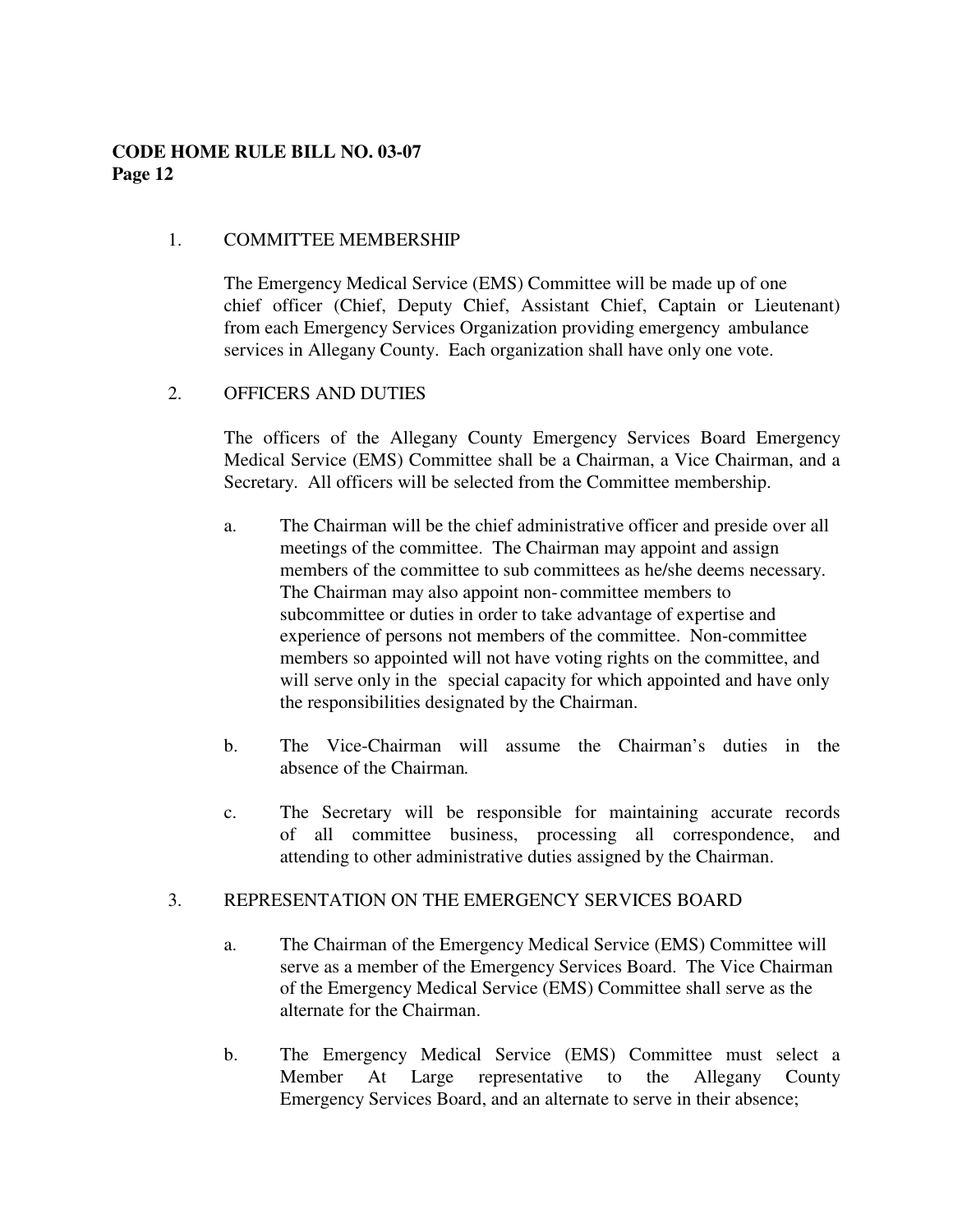1. COMMITTEE MEMBERSHIP

   The Emergency Medical Service (EMS) Committee will be made up of one chief officer (Chief, Deputy Chief, Assistant Chief, Captain or Lieutenant) from each Emergency Services Organization providing emergency ambulance services in Allegany County. Each organization shall have only one vote.

2. OFFICERS AND DUTIES

   The officers of the Allegany County Emergency Services Board Emergency Medical Service (EMS) Committee shall be a Chairman, a Vice Chairman, and a Secretary. All officers will be selected from the Committee membership.

   a. The Chairman will be the chief administrative officer and preside over all meetings of the committee. The Chairman may appoint and assign members of the committee to sub committees as he/she deems necessary. The Chairman may also appoint non-committee members to subcommittee or duties in order to take advantage of expertise and experience of persons not members of the committee. Non-committee members so appointed will not have voting rights on the committee, and will serve only in the special capacity for which appointed and have only the responsibilities designated by the Chairman.

   b. The Vice-Chairman will assume the Chairman's duties in the absence of the Chairman.

   c. The Secretary will be responsible for maintaining accurate records of all committee business, processing all correspondence, and attending to other administrative duties assigned by the Chairman.

3. REPRESENTATION ON THE EMERGENCY SERVICES BOARD

   a. The Chairman of the Emergency Medical Service (EMS) Committee will serve as a member of the Emergency Services Board. The Vice Chairman of the Emergency Medical Service (EMS) Committee shall serve as the alternate for the Chairman.

   b. The Emergency Medical Service (EMS) Committee must select a Member At Large representative to the Allegany County Emergency Services Board, and an alternate to serve in their absence;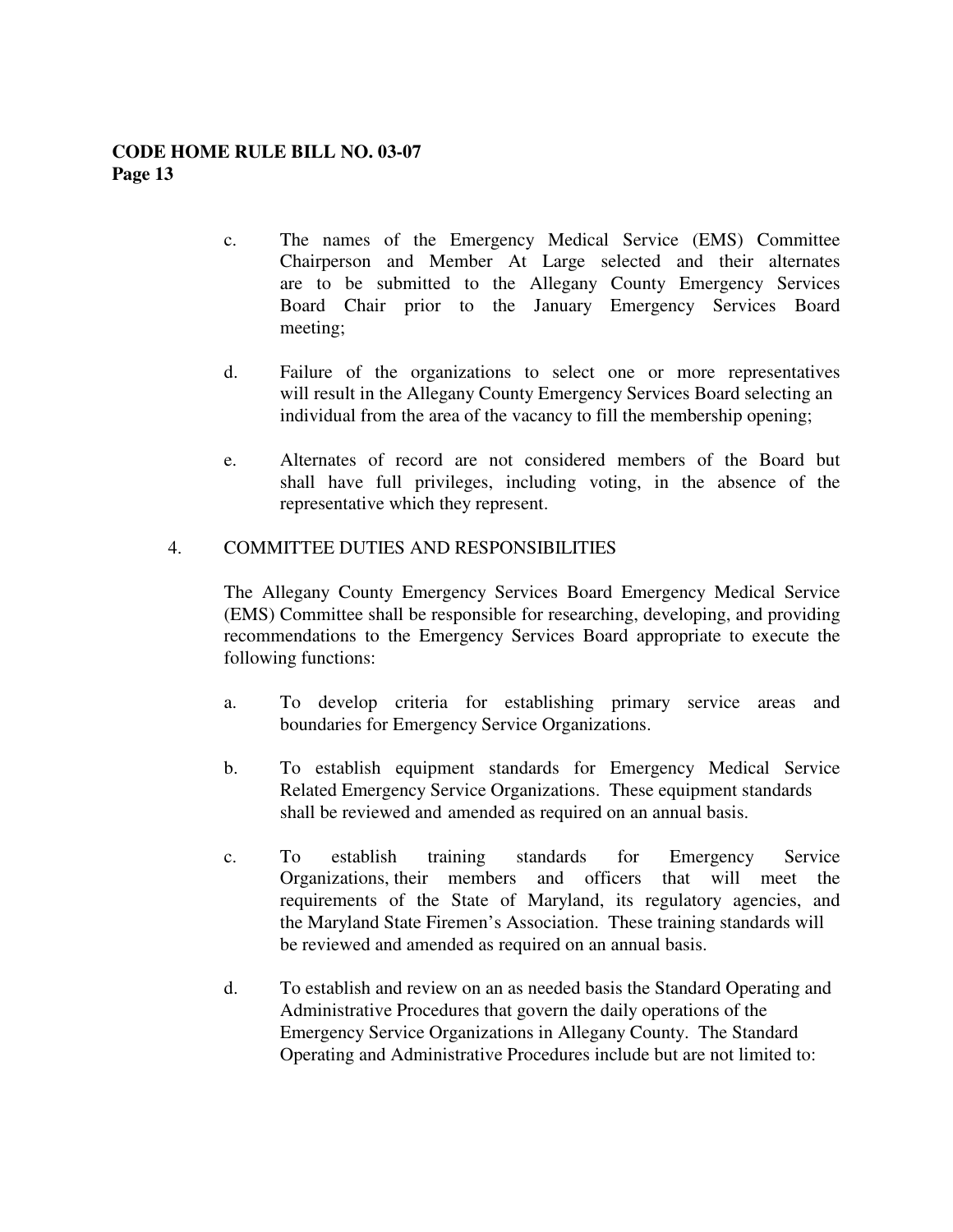c. The names of the Emergency Medical Service (EMS) Committee Chairperson and Member At Large selected and their alternates are to be submitted to the Allegany County Emergency Services Board Chair prior to the January Emergency Services Board meeting;

d. Failure of the organizations to select one or more representatives will result in the Allegany County Emergency Services Board selecting an individual from the area of the vacancy to fill the membership opening;

e. Alternates of record are not considered members of the Board but shall have full privileges, including voting, in the absence of the representative which they represent.

4. COMMITTEE DUTIES AND RESPONSIBILITIES

The Allegany County Emergency Services Board Emergency Medical Service (EMS) Committee shall be responsible for researching, developing, and providing recommendations to the Emergency Services Board appropriate to execute the following functions:

a. To develop criteria for establishing primary service areas and boundaries for Emergency Service Organizations.

b. To establish equipment standards for Emergency Medical Service Related Emergency Service Organizations. These equipment standards shall be reviewed and amended as required on an annual basis.

c. To establish training standards for Emergency Service Organizations, their members and officers that will meet the requirements of the State of Maryland, its regulatory agencies, and the Maryland State Firemen's Association. These training standards will be reviewed and amended as required on an annual basis.

d. To establish and review on an as needed basis the Standard Operating and Administrative Procedures that govern the daily operations of the Emergency Service Organizations in Allegany County. The Standard Operating and Administrative Procedures include but are not limited to: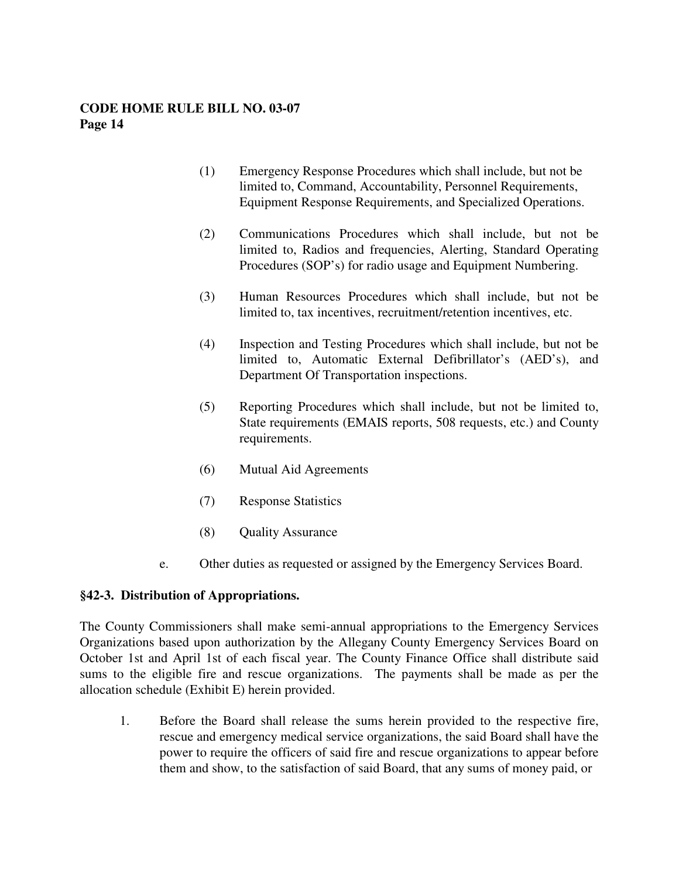(1) Emergency Response Procedures which shall include, but not be limited to, Command, Accountability, Personnel Requirements, Equipment Response Requirements, and Specialized Operations.

(2) Communications Procedures which shall include, but not be limited to, Radios and frequencies, Alerting, Standard Operating Procedures (SOP's) for radio usage and Equipment Numbering.

(3) Human Resources Procedures which shall include, but not be limited to, tax incentives, recruitment/retention incentives, etc.

(4) Inspection and Testing Procedures which shall include, but not be limited to, Automatic External Defibrillator's (AED's), and Department Of Transportation inspections.

(5) Reporting Procedures which shall include, but not be limited to, State requirements (EMAIS reports, 508 requests, etc.) and County requirements.

(6) Mutual Aid Agreements

(7) Response Statistics

(8) Quality Assurance

e. Other duties as requested or assigned by the Emergency Services Board.

**§42-3. Distribution of Appropriations.**

The County Commissioners shall make semi-annual appropriations to the Emergency Services Organizations based upon authorization by the Allegany County Emergency Services Board on October 1st and April 1st of each fiscal year. The County Finance Office shall distribute said sums to the eligible fire and rescue organizations. The payments shall be made as per the allocation schedule (Exhibit E) herein provided.

1. Before the Board shall release the sums herein provided to the respective fire, rescue and emergency medical service organizations, the said Board shall have the power to require the officers of said fire and rescue organizations to appear before them and show, to the satisfaction of said Board, that any sums of money paid, or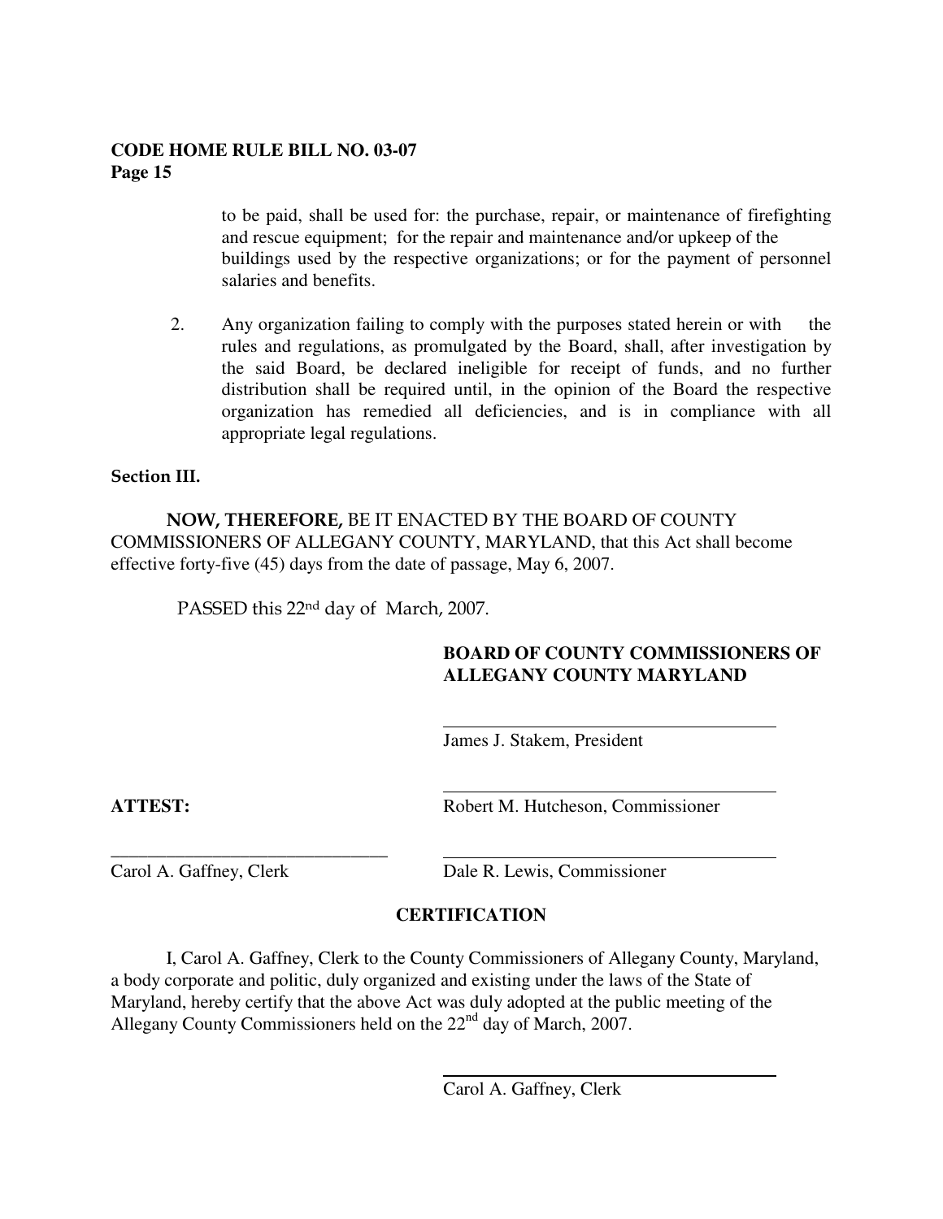to be paid, shall be used for: the purchase, repair, or maintenance of firefighting and rescue equipment; for the repair and maintenance and/or upkeep of the buildings used by the respective organizations; or for the payment of personnel salaries and benefits.

2. Any organization failing to comply with the purposes stated herein or with the rules and regulations, as promulgated by the Board, shall, after investigation by the said Board, be declared ineligible for receipt of funds, and no further distribution shall be required until, in the opinion of the Board the respective organization has remedied all deficiencies, and is in compliance with all appropriate legal regulations.

**Section III.**

**NOW, THEREFORE,** BE IT ENACTED BY THE BOARD OF COUNTY COMMISSIONERS OF ALLEGANY COUNTY, MARYLAND, that this Act shall become effective forty-five (45) days from the date of passage, May 6, 2007.

PASSED this 22nd day of March, 2007.

**BOARD OF COUNTY COMMISSIONERS OF ALLEGANY COUNTY MARYLAND**

\_\_\_\_\_\_\_\_\_\_\_\_\_\_\_\_\_\_\_\_\_\_\_\_\_\_\_\_\_\_\_\_\_\_\_\_\_\_
James J. Stakem, President

**ATTEST:**

\_\_\_\_\_\_\_\_\_\_\_\_\_\_\_\_\_\_\_\_\_\_\_\_\_\_\_\_\_\_\_\_\_\_\_\_\_\_
Robert M. Hutcheson, Commissioner

\_\_\_\_\_\_\_\_\_\_\_\_\_\_\_\_\_\_\_\_\_\_\_\_\_\_\_\_\_\_
Carol A. Gaffney, Clerk

\_\_\_\_\_\_\_\_\_\_\_\_\_\_\_\_\_\_\_\_\_\_\_\_\_\_\_\_\_\_\_\_\_\_\_\_\_\_
Dale R. Lewis, Commissioner

**CERTIFICATION**

I, Carol A. Gaffney, Clerk to the County Commissioners of Allegany County, Maryland, a body corporate and politic, duly organized and existing under the laws of the State of Maryland, hereby certify that the above Act was duly adopted at the public meeting of the Allegany County Commissioners held on the 22nd day of March, 2007.

\_\_\_\_\_\_\_\_\_\_\_\_\_\_\_\_\_\_\_\_\_\_\_\_\_\_\_\_\_\_\_\_\_\_\_\_\_\_
Carol A. Gaffney, Clerk